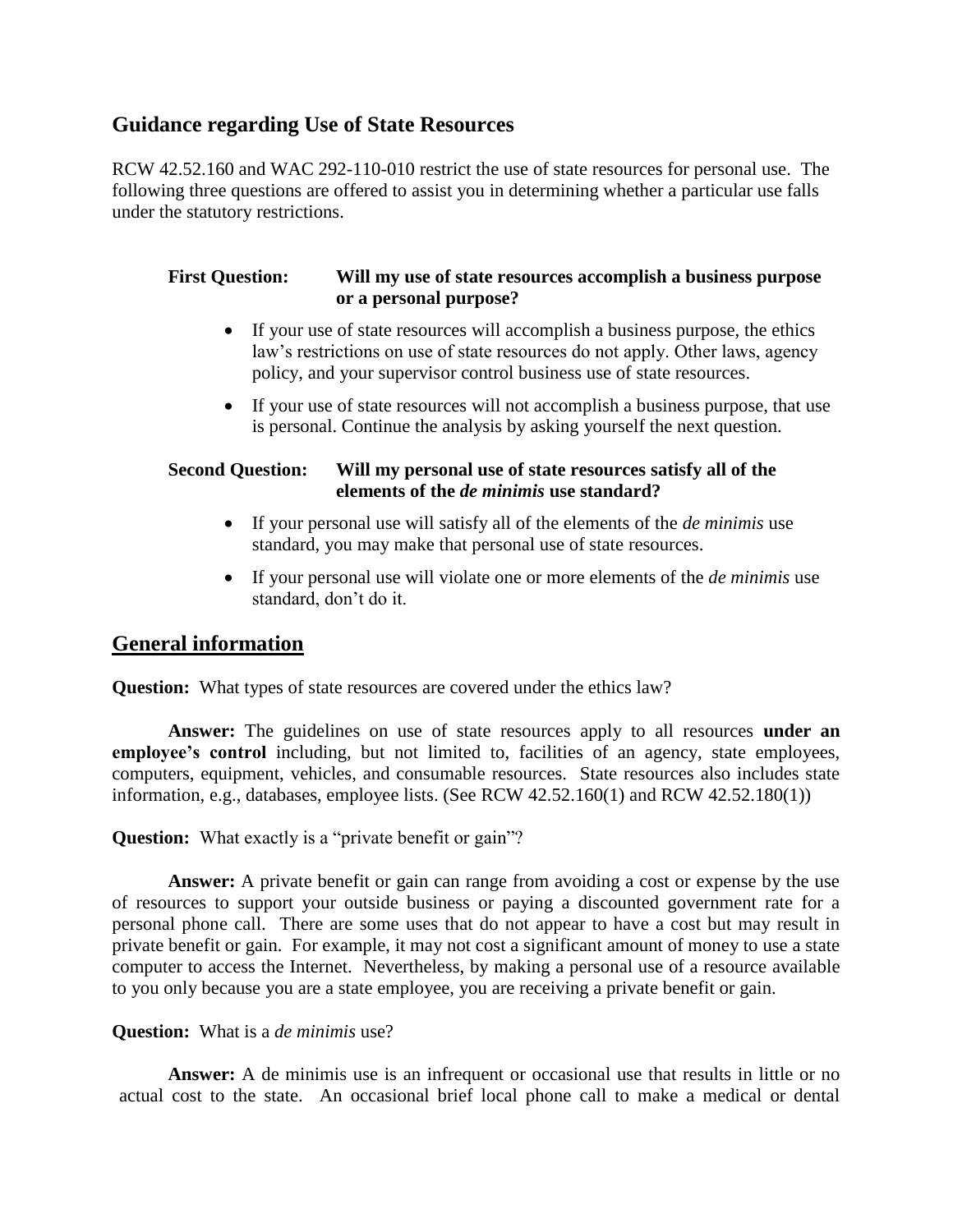## Guidance regarding Use of State Resources

RCW 42.52.160 and WAC 292-110-010 restrict the use of state resources for personal use. The following three questions are offered to assist you in determining whether a particular use falls under the statutory restrictions.

**First Question: Will my use of state resources accomplish a business purpose or a personal purpose?**

- If your use of state resources will accomplish a business purpose, the ethics law's restrictions on use of state resources do not apply. Other laws, agency policy, and your supervisor control business use of state resources.
- If your use of state resources will not accomplish a business purpose, that use is personal. Continue the analysis by asking yourself the next question.

**Second Question: Will my personal use of state resources satisfy all of the elements of the *de minimis* use standard?**

- If your personal use will satisfy all of the elements of the *de minimis* use standard, you may make that personal use of state resources.
- If your personal use will violate one or more elements of the *de minimis* use standard, don't do it.

## General information

**Question:** What types of state resources are covered under the ethics law?

**Answer:** The guidelines on use of state resources apply to all resources **under an employee's control** including, but not limited to, facilities of an agency, state employees, computers, equipment, vehicles, and consumable resources. State resources also includes state information, e.g., databases, employee lists. (See RCW 42.52.160(1) and RCW 42.52.180(1))

**Question:** What exactly is a "private benefit or gain"?

**Answer:** A private benefit or gain can range from avoiding a cost or expense by the use of resources to support your outside business or paying a discounted government rate for a personal phone call. There are some uses that do not appear to have a cost but may result in private benefit or gain. For example, it may not cost a significant amount of money to use a state computer to access the Internet. Nevertheless, by making a personal use of a resource available to you only because you are a state employee, you are receiving a private benefit or gain.

**Question:** What is a *de minimis* use?

**Answer:** A de minimis use is an infrequent or occasional use that results in little or no actual cost to the state. An occasional brief local phone call to make a medical or dental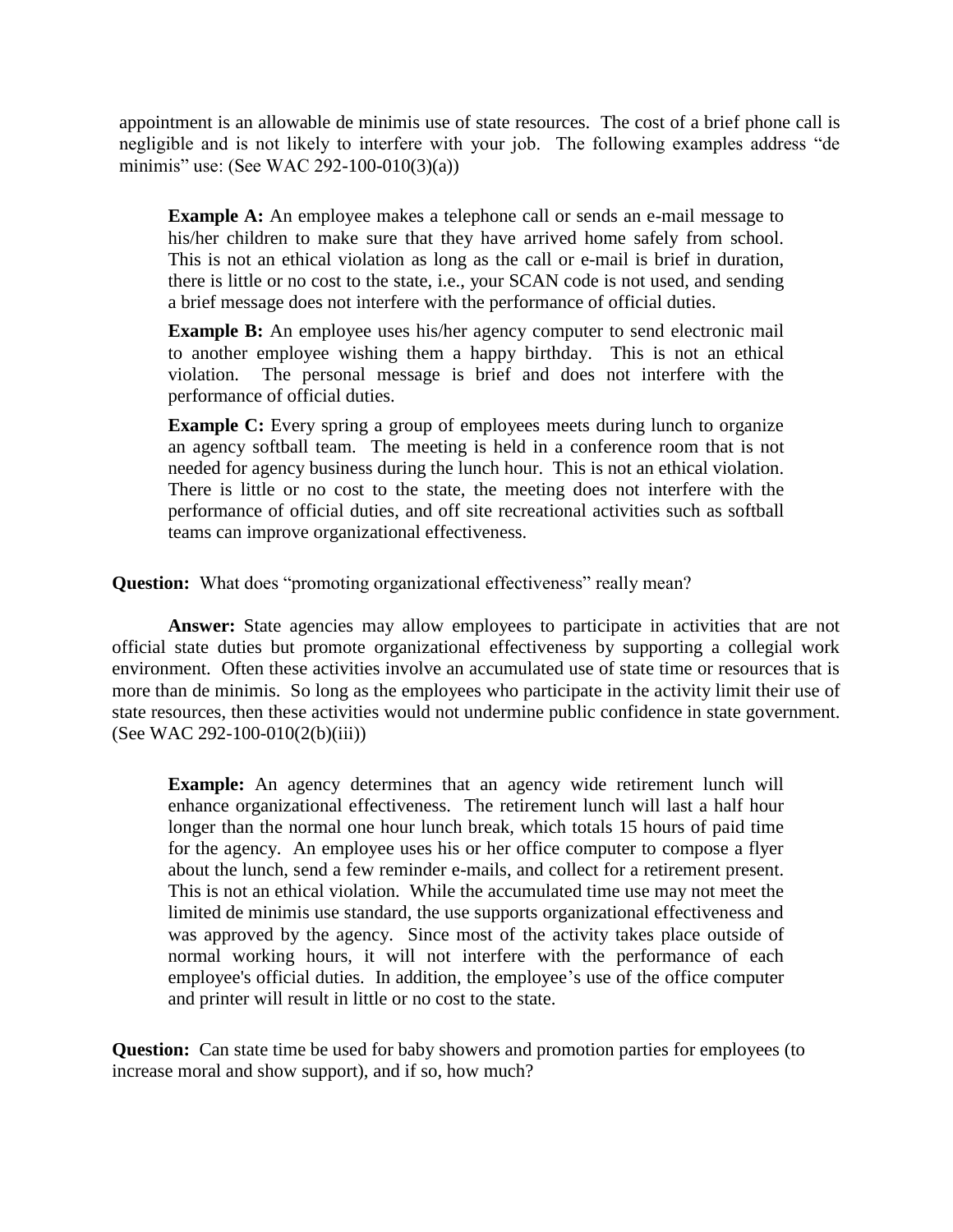appointment is an allowable de minimis use of state resources. The cost of a brief phone call is negligible and is not likely to interfere with your job. The following examples address "de minimis" use: (See WAC 292-100-010(3)(a))

> **Example A:** An employee makes a telephone call or sends an e-mail message to his/her children to make sure that they have arrived home safely from school. This is not an ethical violation as long as the call or e-mail is brief in duration, there is little or no cost to the state, i.e., your SCAN code is not used, and sending a brief message does not interfere with the performance of official duties.
>
> **Example B:** An employee uses his/her agency computer to send electronic mail to another employee wishing them a happy birthday. This is not an ethical violation. The personal message is brief and does not interfere with the performance of official duties.
>
> **Example C:** Every spring a group of employees meets during lunch to organize an agency softball team. The meeting is held in a conference room that is not needed for agency business during the lunch hour. This is not an ethical violation. There is little or no cost to the state, the meeting does not interfere with the performance of official duties, and off site recreational activities such as softball teams can improve organizational effectiveness.

**Question:** What does "promoting organizational effectiveness" really mean?

**Answer:** State agencies may allow employees to participate in activities that are not official state duties but promote organizational effectiveness by supporting a collegial work environment. Often these activities involve an accumulated use of state time or resources that is more than de minimis. So long as the employees who participate in the activity limit their use of state resources, then these activities would not undermine public confidence in state government. (See WAC 292-100-010(2(b)(iii))

> **Example:** An agency determines that an agency wide retirement lunch will enhance organizational effectiveness. The retirement lunch will last a half hour longer than the normal one hour lunch break, which totals 15 hours of paid time for the agency. An employee uses his or her office computer to compose a flyer about the lunch, send a few reminder e-mails, and collect for a retirement present. This is not an ethical violation. While the accumulated time use may not meet the limited de minimis use standard, the use supports organizational effectiveness and was approved by the agency. Since most of the activity takes place outside of normal working hours, it will not interfere with the performance of each employee's official duties. In addition, the employee's use of the office computer and printer will result in little or no cost to the state.

**Question:** Can state time be used for baby showers and promotion parties for employees (to increase moral and show support), and if so, how much?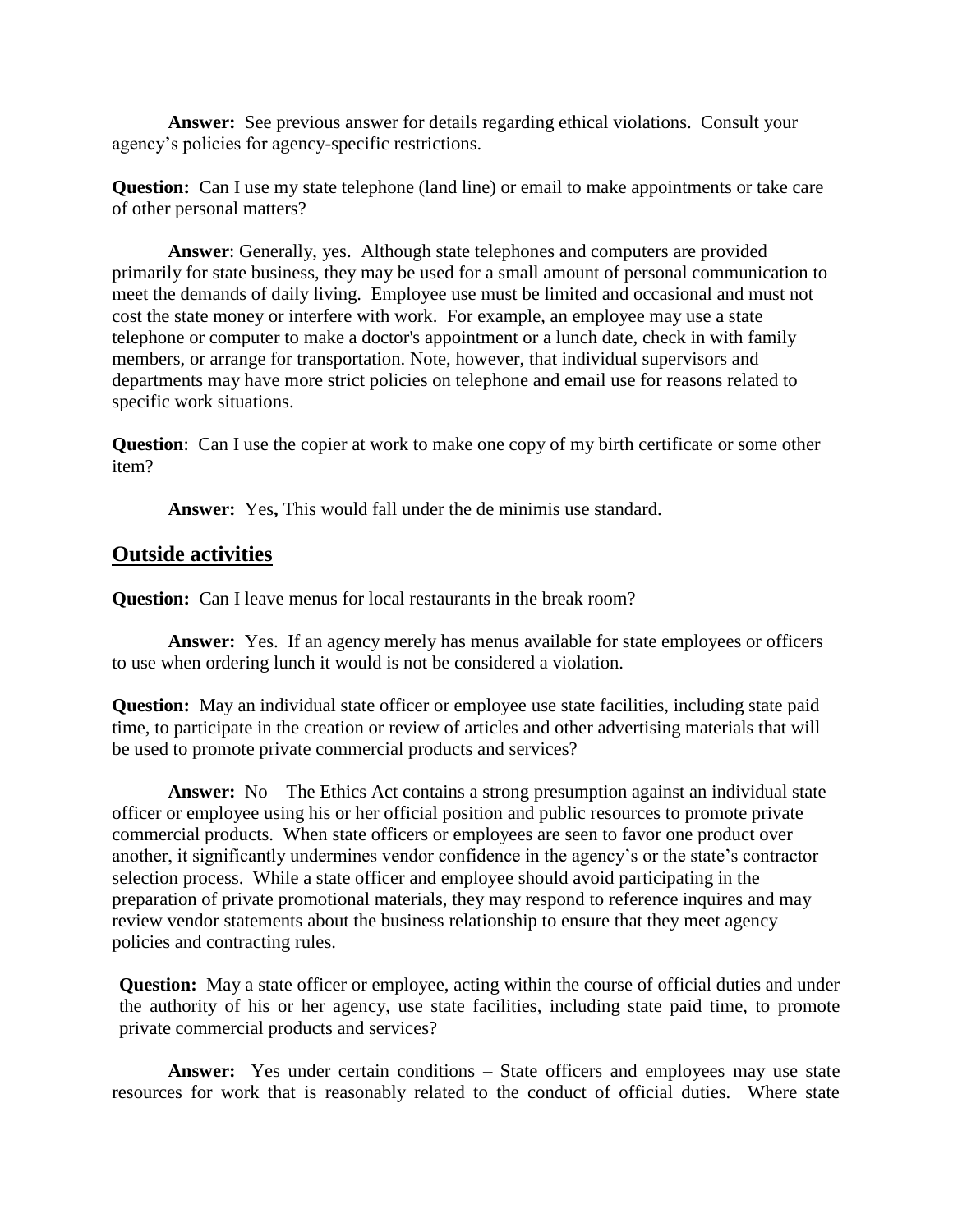**Answer:** See previous answer for details regarding ethical violations. Consult your agency's policies for agency-specific restrictions.

**Question:** Can I use my state telephone (land line) or email to make appointments or take care of other personal matters?

**Answer**: Generally, yes. Although state telephones and computers are provided primarily for state business, they may be used for a small amount of personal communication to meet the demands of daily living. Employee use must be limited and occasional and must not cost the state money or interfere with work. For example, an employee may use a state telephone or computer to make a doctor's appointment or a lunch date, check in with family members, or arrange for transportation. Note, however, that individual supervisors and departments may have more strict policies on telephone and email use for reasons related to specific work situations.

**Question**: Can I use the copier at work to make one copy of my birth certificate or some other item?

**Answer:** Yes**,** This would fall under the de minimis use standard.

## Outside activities

**Question:** Can I leave menus for local restaurants in the break room?

**Answer:** Yes. If an agency merely has menus available for state employees or officers to use when ordering lunch it would is not be considered a violation.

**Question:** May an individual state officer or employee use state facilities, including state paid time, to participate in the creation or review of articles and other advertising materials that will be used to promote private commercial products and services?

**Answer:** No – The Ethics Act contains a strong presumption against an individual state officer or employee using his or her official position and public resources to promote private commercial products. When state officers or employees are seen to favor one product over another, it significantly undermines vendor confidence in the agency's or the state's contractor selection process. While a state officer and employee should avoid participating in the preparation of private promotional materials, they may respond to reference inquires and may review vendor statements about the business relationship to ensure that they meet agency policies and contracting rules.

**Question:** May a state officer or employee, acting within the course of official duties and under the authority of his or her agency, use state facilities, including state paid time, to promote private commercial products and services?

**Answer:** Yes under certain conditions – State officers and employees may use state resources for work that is reasonably related to the conduct of official duties. Where state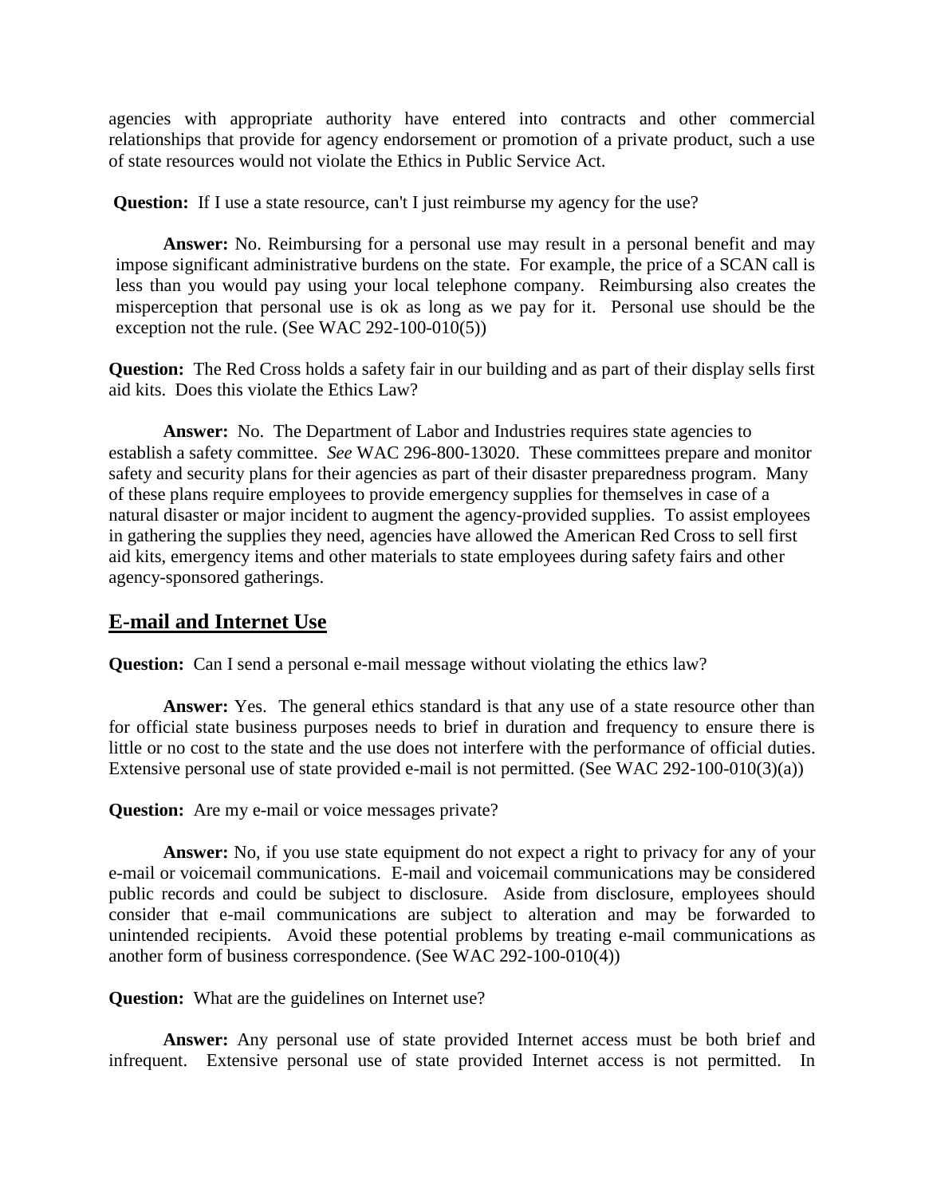agencies with appropriate authority have entered into contracts and other commercial relationships that provide for agency endorsement or promotion of a private product, such a use of state resources would not violate the Ethics in Public Service Act.

**Question:** If I use a state resource, can't I just reimburse my agency for the use?

**Answer:** No. Reimbursing for a personal use may result in a personal benefit and may impose significant administrative burdens on the state. For example, the price of a SCAN call is less than you would pay using your local telephone company. Reimbursing also creates the misperception that personal use is ok as long as we pay for it. Personal use should be the exception not the rule. (See WAC 292-100-010(5))

**Question:** The Red Cross holds a safety fair in our building and as part of their display sells first aid kits. Does this violate the Ethics Law?

**Answer:** No. The Department of Labor and Industries requires state agencies to establish a safety committee. *See* WAC 296-800-13020. These committees prepare and monitor safety and security plans for their agencies as part of their disaster preparedness program. Many of these plans require employees to provide emergency supplies for themselves in case of a natural disaster or major incident to augment the agency-provided supplies. To assist employees in gathering the supplies they need, agencies have allowed the American Red Cross to sell first aid kits, emergency items and other materials to state employees during safety fairs and other agency-sponsored gatherings.

## E-mail and Internet Use

**Question:** Can I send a personal e-mail message without violating the ethics law?

**Answer:** Yes. The general ethics standard is that any use of a state resource other than for official state business purposes needs to brief in duration and frequency to ensure there is little or no cost to the state and the use does not interfere with the performance of official duties. Extensive personal use of state provided e-mail is not permitted. (See WAC 292-100-010(3)(a))

**Question:** Are my e-mail or voice messages private?

**Answer:** No, if you use state equipment do not expect a right to privacy for any of your e-mail or voicemail communications. E-mail and voicemail communications may be considered public records and could be subject to disclosure. Aside from disclosure, employees should consider that e-mail communications are subject to alteration and may be forwarded to unintended recipients. Avoid these potential problems by treating e-mail communications as another form of business correspondence. (See WAC 292-100-010(4))

**Question:** What are the guidelines on Internet use?

**Answer:** Any personal use of state provided Internet access must be both brief and infrequent. Extensive personal use of state provided Internet access is not permitted. In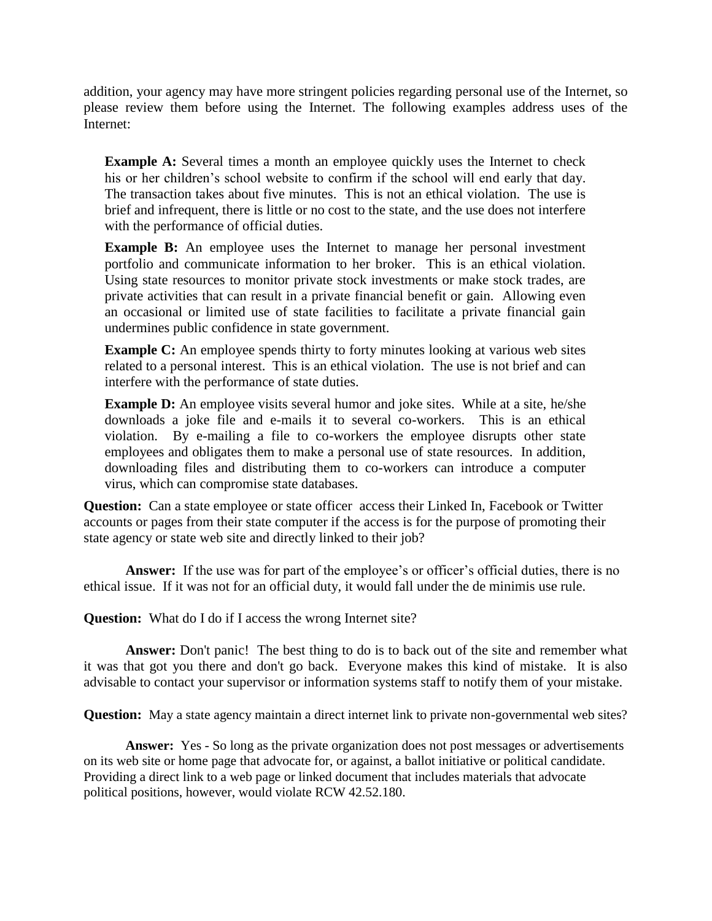addition, your agency may have more stringent policies regarding personal use of the Internet, so please review them before using the Internet. The following examples address uses of the Internet:

> **Example A:** Several times a month an employee quickly uses the Internet to check his or her children's school website to confirm if the school will end early that day. The transaction takes about five minutes. This is not an ethical violation. The use is brief and infrequent, there is little or no cost to the state, and the use does not interfere with the performance of official duties.
>
> **Example B:** An employee uses the Internet to manage her personal investment portfolio and communicate information to her broker. This is an ethical violation. Using state resources to monitor private stock investments or make stock trades, are private activities that can result in a private financial benefit or gain. Allowing even an occasional or limited use of state facilities to facilitate a private financial gain undermines public confidence in state government.
>
> **Example C:** An employee spends thirty to forty minutes looking at various web sites related to a personal interest. This is an ethical violation. The use is not brief and can interfere with the performance of state duties.
>
> **Example D:** An employee visits several humor and joke sites. While at a site, he/she downloads a joke file and e-mails it to several co-workers. This is an ethical violation. By e-mailing a file to co-workers the employee disrupts other state employees and obligates them to make a personal use of state resources. In addition, downloading files and distributing them to co-workers can introduce a computer virus, which can compromise state databases.

**Question:** Can a state employee or state officer access their Linked In, Facebook or Twitter accounts or pages from their state computer if the access is for the purpose of promoting their state agency or state web site and directly linked to their job?

**Answer:** If the use was for part of the employee's or officer's official duties, there is no ethical issue. If it was not for an official duty, it would fall under the de minimis use rule.

**Question:** What do I do if I access the wrong Internet site?

**Answer:** Don't panic! The best thing to do is to back out of the site and remember what it was that got you there and don't go back. Everyone makes this kind of mistake. It is also advisable to contact your supervisor or information systems staff to notify them of your mistake.

**Question:** May a state agency maintain a direct internet link to private non-governmental web sites?

**Answer:** Yes - So long as the private organization does not post messages or advertisements on its web site or home page that advocate for, or against, a ballot initiative or political candidate. Providing a direct link to a web page or linked document that includes materials that advocate political positions, however, would violate RCW 42.52.180.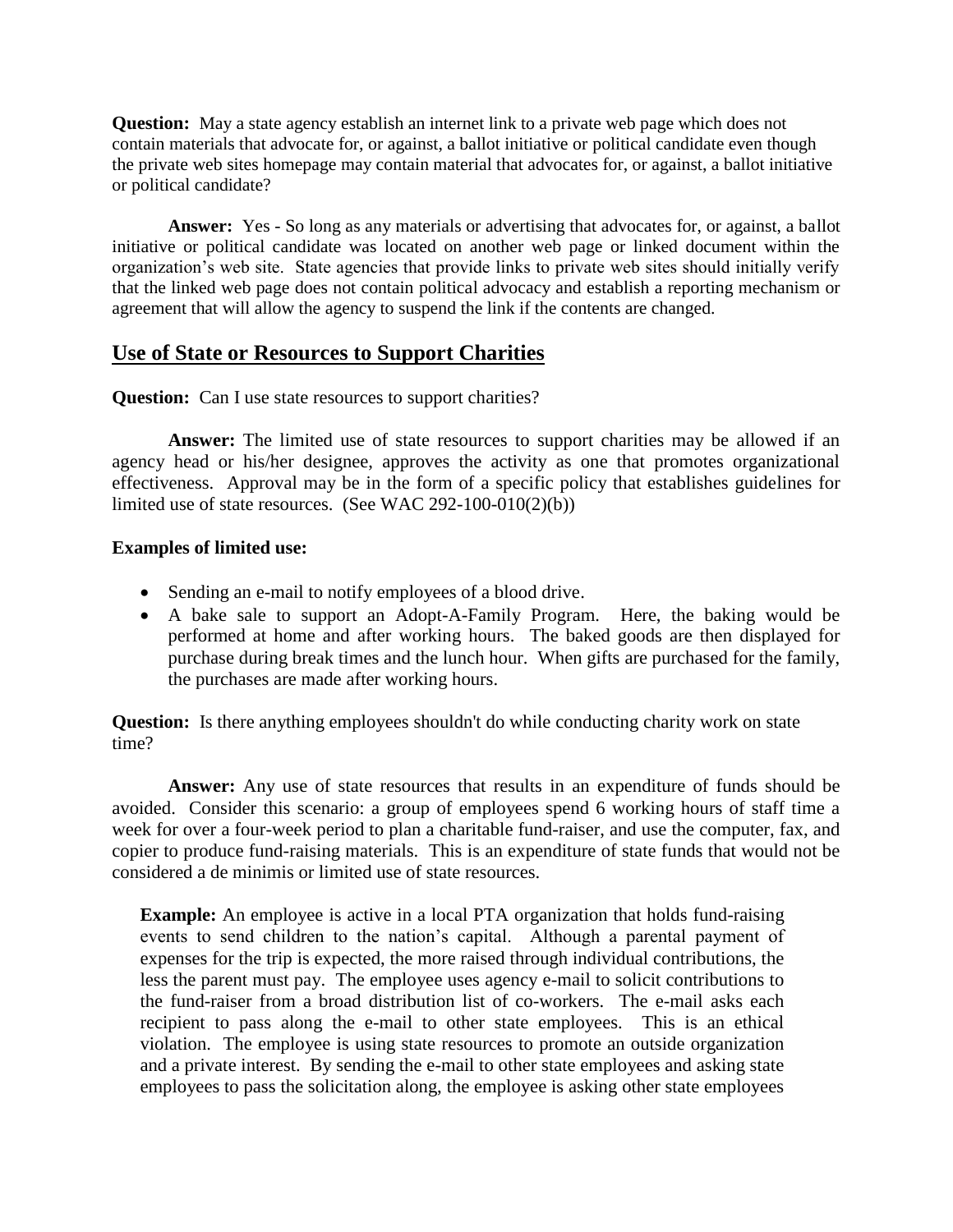**Question:** May a state agency establish an internet link to a private web page which does not contain materials that advocate for, or against, a ballot initiative or political candidate even though the private web sites homepage may contain material that advocates for, or against, a ballot initiative or political candidate?

**Answer:** Yes - So long as any materials or advertising that advocates for, or against, a ballot initiative or political candidate was located on another web page or linked document within the organization's web site. State agencies that provide links to private web sites should initially verify that the linked web page does not contain political advocacy and establish a reporting mechanism or agreement that will allow the agency to suspend the link if the contents are changed.

## Use of State or Resources to Support Charities

**Question:** Can I use state resources to support charities?

**Answer:** The limited use of state resources to support charities may be allowed if an agency head or his/her designee, approves the activity as one that promotes organizational effectiveness. Approval may be in the form of a specific policy that establishes guidelines for limited use of state resources. (See WAC 292-100-010(2)(b))

**Examples of limited use:**

- Sending an e-mail to notify employees of a blood drive.
- A bake sale to support an Adopt-A-Family Program. Here, the baking would be performed at home and after working hours. The baked goods are then displayed for purchase during break times and the lunch hour. When gifts are purchased for the family, the purchases are made after working hours.

**Question:** Is there anything employees shouldn't do while conducting charity work on state time?

**Answer:** Any use of state resources that results in an expenditure of funds should be avoided. Consider this scenario: a group of employees spend 6 working hours of staff time a week for over a four-week period to plan a charitable fund-raiser, and use the computer, fax, and copier to produce fund-raising materials. This is an expenditure of state funds that would not be considered a de minimis or limited use of state resources.

**Example:** An employee is active in a local PTA organization that holds fund-raising events to send children to the nation's capital. Although a parental payment of expenses for the trip is expected, the more raised through individual contributions, the less the parent must pay. The employee uses agency e-mail to solicit contributions to the fund-raiser from a broad distribution list of co-workers. The e-mail asks each recipient to pass along the e-mail to other state employees. This is an ethical violation. The employee is using state resources to promote an outside organization and a private interest. By sending the e-mail to other state employees and asking state employees to pass the solicitation along, the employee is asking other state employees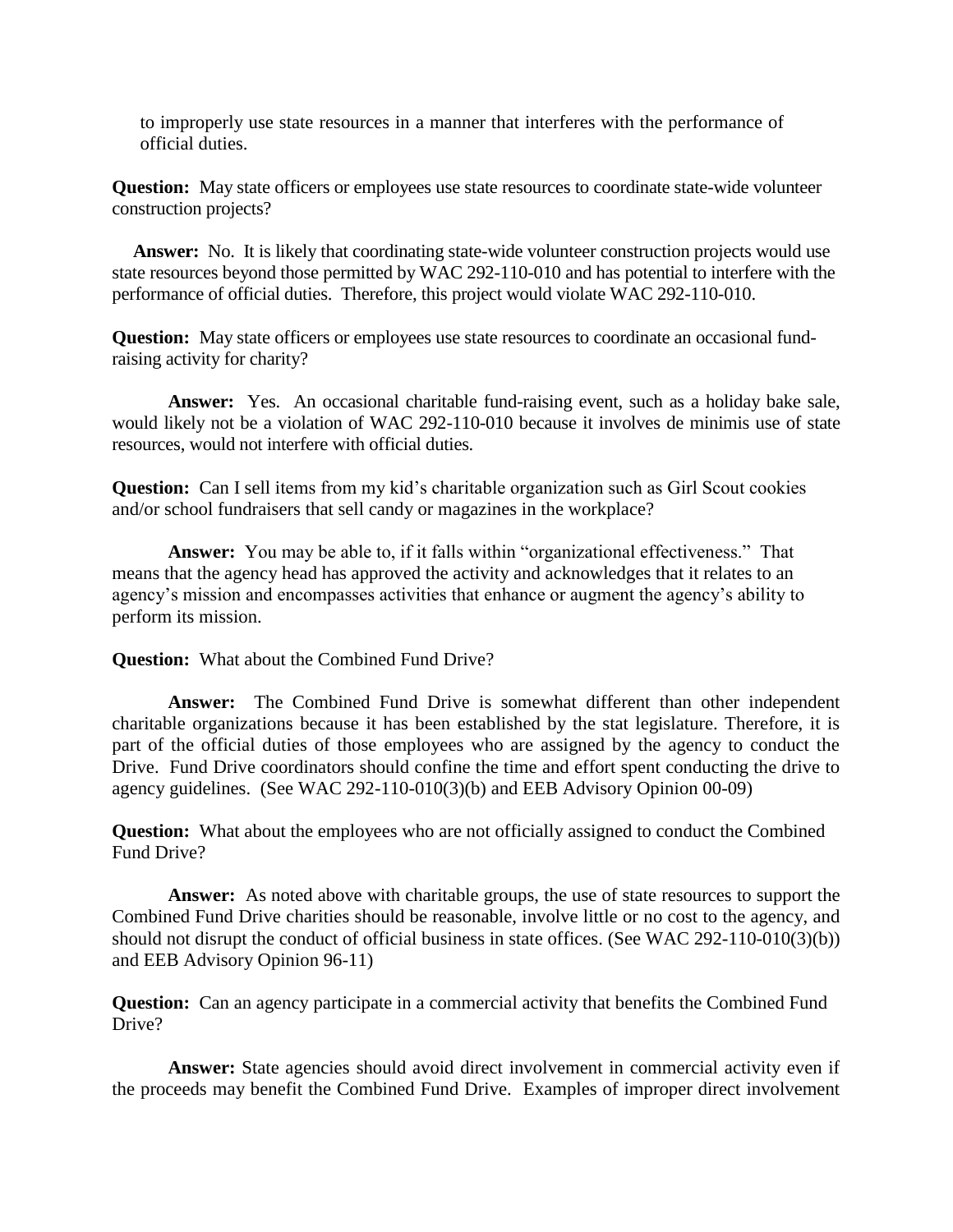to improperly use state resources in a manner that interferes with the performance of official duties.

**Question:** May state officers or employees use state resources to coordinate state-wide volunteer construction projects?

**Answer:** No. It is likely that coordinating state-wide volunteer construction projects would use state resources beyond those permitted by WAC 292-110-010 and has potential to interfere with the performance of official duties. Therefore, this project would violate WAC 292-110-010.

**Question:** May state officers or employees use state resources to coordinate an occasional fund-raising activity for charity?

**Answer:** Yes. An occasional charitable fund-raising event, such as a holiday bake sale, would likely not be a violation of WAC 292-110-010 because it involves de minimis use of state resources, would not interfere with official duties.

**Question:** Can I sell items from my kid's charitable organization such as Girl Scout cookies and/or school fundraisers that sell candy or magazines in the workplace?

**Answer:** You may be able to, if it falls within "organizational effectiveness." That means that the agency head has approved the activity and acknowledges that it relates to an agency's mission and encompasses activities that enhance or augment the agency's ability to perform its mission.

**Question:** What about the Combined Fund Drive?

**Answer:** The Combined Fund Drive is somewhat different than other independent charitable organizations because it has been established by the stat legislature. Therefore, it is part of the official duties of those employees who are assigned by the agency to conduct the Drive. Fund Drive coordinators should confine the time and effort spent conducting the drive to agency guidelines. (See WAC 292-110-010(3)(b) and EEB Advisory Opinion 00-09)

**Question:** What about the employees who are not officially assigned to conduct the Combined Fund Drive?

**Answer:** As noted above with charitable groups, the use of state resources to support the Combined Fund Drive charities should be reasonable, involve little or no cost to the agency, and should not disrupt the conduct of official business in state offices. (See WAC 292-110-010(3)(b)) and EEB Advisory Opinion 96-11)

**Question:** Can an agency participate in a commercial activity that benefits the Combined Fund Drive?

**Answer:** State agencies should avoid direct involvement in commercial activity even if the proceeds may benefit the Combined Fund Drive. Examples of improper direct involvement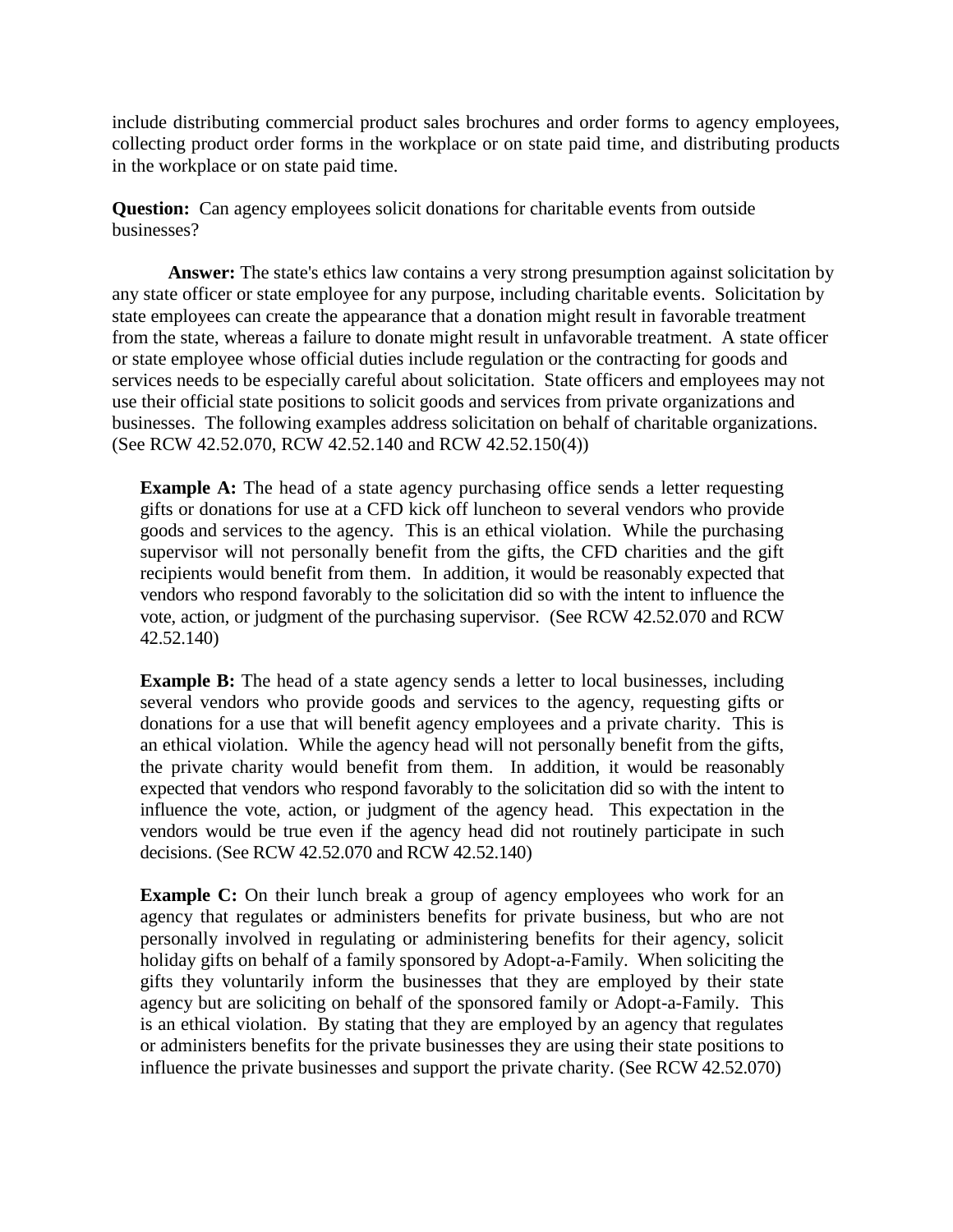include distributing commercial product sales brochures and order forms to agency employees, collecting product order forms in the workplace or on state paid time, and distributing products in the workplace or on state paid time.

**Question:** Can agency employees solicit donations for charitable events from outside businesses?

**Answer:** The state's ethics law contains a very strong presumption against solicitation by any state officer or state employee for any purpose, including charitable events. Solicitation by state employees can create the appearance that a donation might result in favorable treatment from the state, whereas a failure to donate might result in unfavorable treatment. A state officer or state employee whose official duties include regulation or the contracting for goods and services needs to be especially careful about solicitation. State officers and employees may not use their official state positions to solicit goods and services from private organizations and businesses. The following examples address solicitation on behalf of charitable organizations. (See RCW 42.52.070, RCW 42.52.140 and RCW 42.52.150(4))

> **Example A:** The head of a state agency purchasing office sends a letter requesting gifts or donations for use at a CFD kick off luncheon to several vendors who provide goods and services to the agency. This is an ethical violation. While the purchasing supervisor will not personally benefit from the gifts, the CFD charities and the gift recipients would benefit from them. In addition, it would be reasonably expected that vendors who respond favorably to the solicitation did so with the intent to influence the vote, action, or judgment of the purchasing supervisor. (See RCW 42.52.070 and RCW 42.52.140)
>
> **Example B:** The head of a state agency sends a letter to local businesses, including several vendors who provide goods and services to the agency, requesting gifts or donations for a use that will benefit agency employees and a private charity. This is an ethical violation. While the agency head will not personally benefit from the gifts, the private charity would benefit from them. In addition, it would be reasonably expected that vendors who respond favorably to the solicitation did so with the intent to influence the vote, action, or judgment of the agency head. This expectation in the vendors would be true even if the agency head did not routinely participate in such decisions. (See RCW 42.52.070 and RCW 42.52.140)
>
> **Example C:** On their lunch break a group of agency employees who work for an agency that regulates or administers benefits for private business, but who are not personally involved in regulating or administering benefits for their agency, solicit holiday gifts on behalf of a family sponsored by Adopt-a-Family. When soliciting the gifts they voluntarily inform the businesses that they are employed by their state agency but are soliciting on behalf of the sponsored family or Adopt-a-Family. This is an ethical violation. By stating that they are employed by an agency that regulates or administers benefits for the private businesses they are using their state positions to influence the private businesses and support the private charity. (See RCW 42.52.070)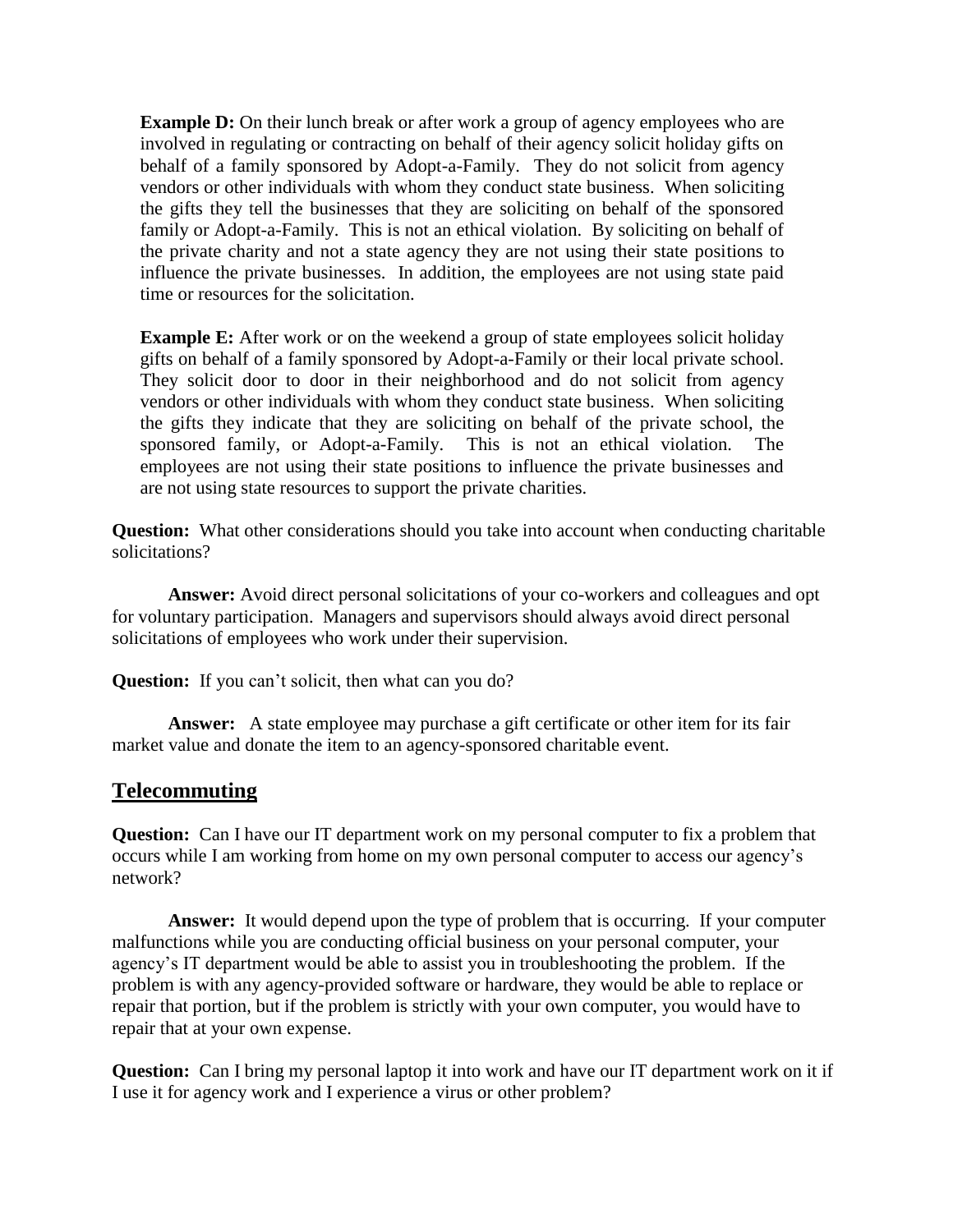**Example D:** On their lunch break or after work a group of agency employees who are involved in regulating or contracting on behalf of their agency solicit holiday gifts on behalf of a family sponsored by Adopt-a-Family. They do not solicit from agency vendors or other individuals with whom they conduct state business. When soliciting the gifts they tell the businesses that they are soliciting on behalf of the sponsored family or Adopt-a-Family. This is not an ethical violation. By soliciting on behalf of the private charity and not a state agency they are not using their state positions to influence the private businesses. In addition, the employees are not using state paid time or resources for the solicitation.

**Example E:** After work or on the weekend a group of state employees solicit holiday gifts on behalf of a family sponsored by Adopt-a-Family or their local private school. They solicit door to door in their neighborhood and do not solicit from agency vendors or other individuals with whom they conduct state business. When soliciting the gifts they indicate that they are soliciting on behalf of the private school, the sponsored family, or Adopt-a-Family. This is not an ethical violation. The employees are not using their state positions to influence the private businesses and are not using state resources to support the private charities.

**Question:** What other considerations should you take into account when conducting charitable solicitations?

**Answer:** Avoid direct personal solicitations of your co-workers and colleagues and opt for voluntary participation. Managers and supervisors should always avoid direct personal solicitations of employees who work under their supervision.

**Question:** If you can't solicit, then what can you do?

**Answer:** A state employee may purchase a gift certificate or other item for its fair market value and donate the item to an agency-sponsored charitable event.

## Telecommuting

**Question:** Can I have our IT department work on my personal computer to fix a problem that occurs while I am working from home on my own personal computer to access our agency's network?

**Answer:** It would depend upon the type of problem that is occurring. If your computer malfunctions while you are conducting official business on your personal computer, your agency's IT department would be able to assist you in troubleshooting the problem. If the problem is with any agency-provided software or hardware, they would be able to replace or repair that portion, but if the problem is strictly with your own computer, you would have to repair that at your own expense.

**Question:** Can I bring my personal laptop it into work and have our IT department work on it if I use it for agency work and I experience a virus or other problem?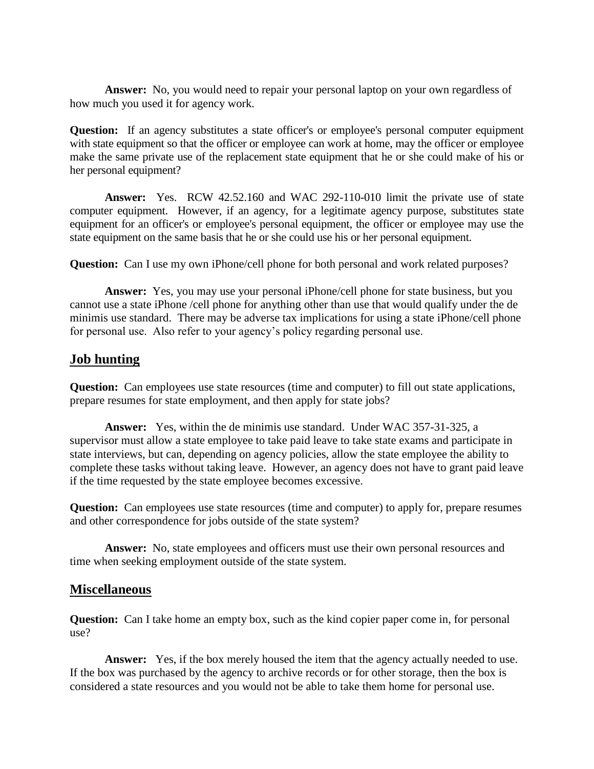**Answer:** No, you would need to repair your personal laptop on your own regardless of how much you used it for agency work.

**Question:** If an agency substitutes a state officer's or employee's personal computer equipment with state equipment so that the officer or employee can work at home, may the officer or employee make the same private use of the replacement state equipment that he or she could make of his or her personal equipment?

**Answer:** Yes. RCW 42.52.160 and WAC 292-110-010 limit the private use of state computer equipment. However, if an agency, for a legitimate agency purpose, substitutes state equipment for an officer's or employee's personal equipment, the officer or employee may use the state equipment on the same basis that he or she could use his or her personal equipment.

**Question:** Can I use my own iPhone/cell phone for both personal and work related purposes?

**Answer:** Yes, you may use your personal iPhone/cell phone for state business, but you cannot use a state iPhone /cell phone for anything other than use that would qualify under the de minimis use standard. There may be adverse tax implications for using a state iPhone/cell phone for personal use. Also refer to your agency's policy regarding personal use.

## Job hunting

**Question:** Can employees use state resources (time and computer) to fill out state applications, prepare resumes for state employment, and then apply for state jobs?

**Answer:** Yes, within the de minimis use standard. Under WAC 357-31-325, a supervisor must allow a state employee to take paid leave to take state exams and participate in state interviews, but can, depending on agency policies, allow the state employee the ability to complete these tasks without taking leave. However, an agency does not have to grant paid leave if the time requested by the state employee becomes excessive.

**Question:** Can employees use state resources (time and computer) to apply for, prepare resumes and other correspondence for jobs outside of the state system?

**Answer:** No, state employees and officers must use their own personal resources and time when seeking employment outside of the state system.

## Miscellaneous

**Question:** Can I take home an empty box, such as the kind copier paper come in, for personal use?

**Answer:** Yes, if the box merely housed the item that the agency actually needed to use. If the box was purchased by the agency to archive records or for other storage, then the box is considered a state resources and you would not be able to take them home for personal use.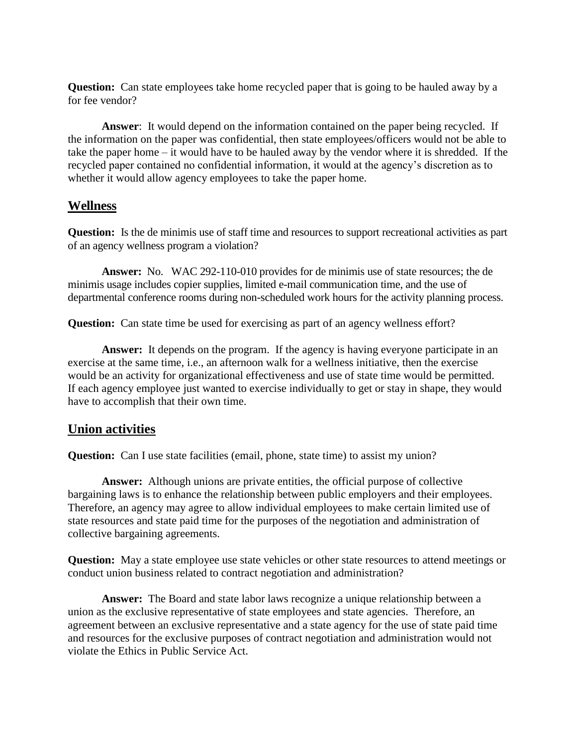**Question:** Can state employees take home recycled paper that is going to be hauled away by a for fee vendor?

**Answer**: It would depend on the information contained on the paper being recycled. If the information on the paper was confidential, then state employees/officers would not be able to take the paper home – it would have to be hauled away by the vendor where it is shredded. If the recycled paper contained no confidential information, it would at the agency's discretion as to whether it would allow agency employees to take the paper home.

## Wellness

**Question:** Is the de minimis use of staff time and resources to support recreational activities as part of an agency wellness program a violation?

**Answer:** No. WAC 292-110-010 provides for de minimis use of state resources; the de minimis usage includes copier supplies, limited e-mail communication time, and the use of departmental conference rooms during non-scheduled work hours for the activity planning process.

**Question:** Can state time be used for exercising as part of an agency wellness effort?

**Answer:** It depends on the program. If the agency is having everyone participate in an exercise at the same time, i.e., an afternoon walk for a wellness initiative, then the exercise would be an activity for organizational effectiveness and use of state time would be permitted. If each agency employee just wanted to exercise individually to get or stay in shape, they would have to accomplish that their own time.

## Union activities

**Question:** Can I use state facilities (email, phone, state time) to assist my union?

**Answer:** Although unions are private entities, the official purpose of collective bargaining laws is to enhance the relationship between public employers and their employees. Therefore, an agency may agree to allow individual employees to make certain limited use of state resources and state paid time for the purposes of the negotiation and administration of collective bargaining agreements.

**Question:** May a state employee use state vehicles or other state resources to attend meetings or conduct union business related to contract negotiation and administration?

**Answer:** The Board and state labor laws recognize a unique relationship between a union as the exclusive representative of state employees and state agencies. Therefore, an agreement between an exclusive representative and a state agency for the use of state paid time and resources for the exclusive purposes of contract negotiation and administration would not violate the Ethics in Public Service Act.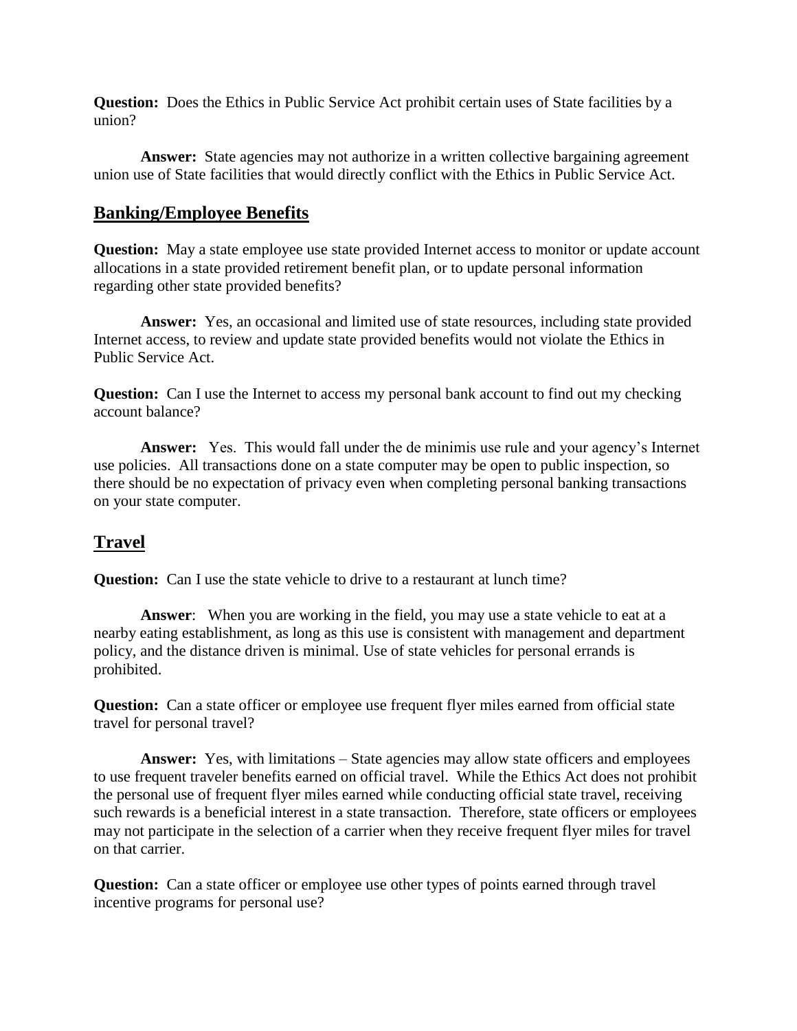**Question:** Does the Ethics in Public Service Act prohibit certain uses of State facilities by a union?

**Answer:** State agencies may not authorize in a written collective bargaining agreement union use of State facilities that would directly conflict with the Ethics in Public Service Act.

## Banking/Employee Benefits

**Question:** May a state employee use state provided Internet access to monitor or update account allocations in a state provided retirement benefit plan, or to update personal information regarding other state provided benefits?

**Answer:** Yes, an occasional and limited use of state resources, including state provided Internet access, to review and update state provided benefits would not violate the Ethics in Public Service Act.

**Question:** Can I use the Internet to access my personal bank account to find out my checking account balance?

**Answer:** Yes. This would fall under the de minimis use rule and your agency's Internet use policies. All transactions done on a state computer may be open to public inspection, so there should be no expectation of privacy even when completing personal banking transactions on your state computer.

## Travel

**Question:** Can I use the state vehicle to drive to a restaurant at lunch time?

**Answer**: When you are working in the field, you may use a state vehicle to eat at a nearby eating establishment, as long as this use is consistent with management and department policy, and the distance driven is minimal. Use of state vehicles for personal errands is prohibited.

**Question:** Can a state officer or employee use frequent flyer miles earned from official state travel for personal travel?

**Answer:** Yes, with limitations – State agencies may allow state officers and employees to use frequent traveler benefits earned on official travel. While the Ethics Act does not prohibit the personal use of frequent flyer miles earned while conducting official state travel, receiving such rewards is a beneficial interest in a state transaction. Therefore, state officers or employees may not participate in the selection of a carrier when they receive frequent flyer miles for travel on that carrier.

**Question:** Can a state officer or employee use other types of points earned through travel incentive programs for personal use?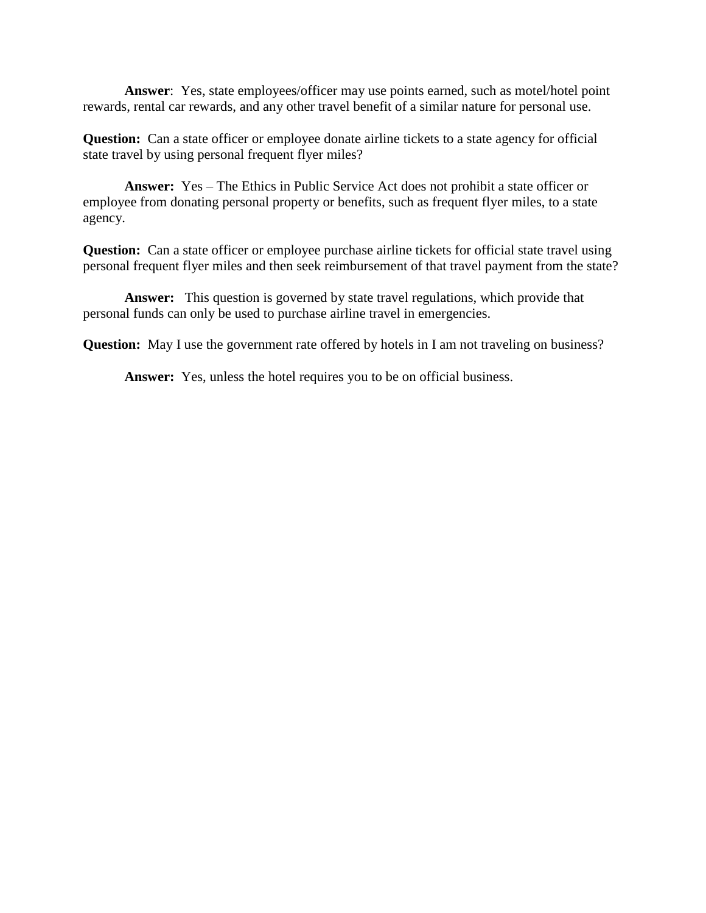**Answer**: Yes, state employees/officer may use points earned, such as motel/hotel point rewards, rental car rewards, and any other travel benefit of a similar nature for personal use.

**Question:** Can a state officer or employee donate airline tickets to a state agency for official state travel by using personal frequent flyer miles?

**Answer:** Yes – The Ethics in Public Service Act does not prohibit a state officer or employee from donating personal property or benefits, such as frequent flyer miles, to a state agency.

**Question:** Can a state officer or employee purchase airline tickets for official state travel using personal frequent flyer miles and then seek reimbursement of that travel payment from the state?

**Answer:** This question is governed by state travel regulations, which provide that personal funds can only be used to purchase airline travel in emergencies.

**Question:** May I use the government rate offered by hotels in I am not traveling on business?

**Answer:** Yes, unless the hotel requires you to be on official business.